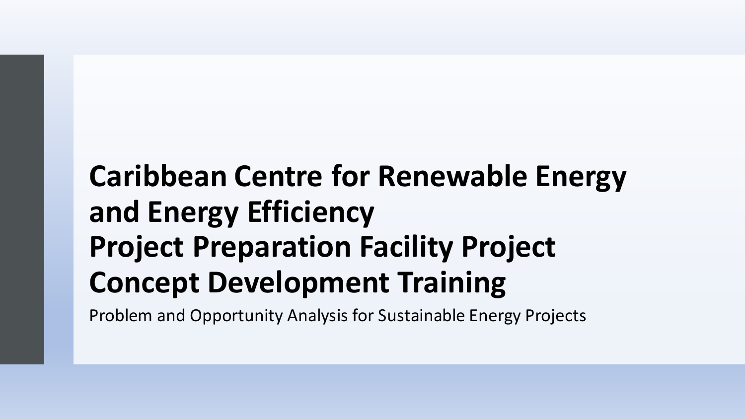# Caribbean Centre for Renewable Energy and Energy Efficiency Project Preparation Facility Project Concept Development Training

Problem and Opportunity Analysis for Sustainable Energy Projects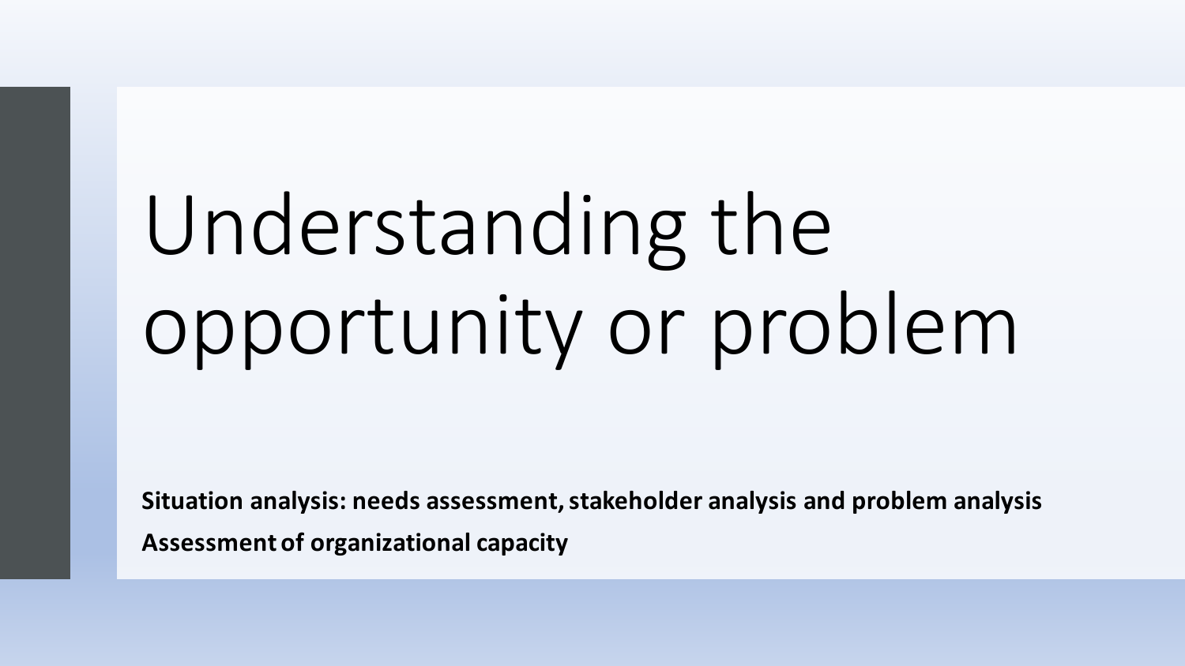# Understanding the opportunity or problem

**Situation analysis: needs assessment, stakeholder analysis and problem analysis**

**Assessment of organizational capacity**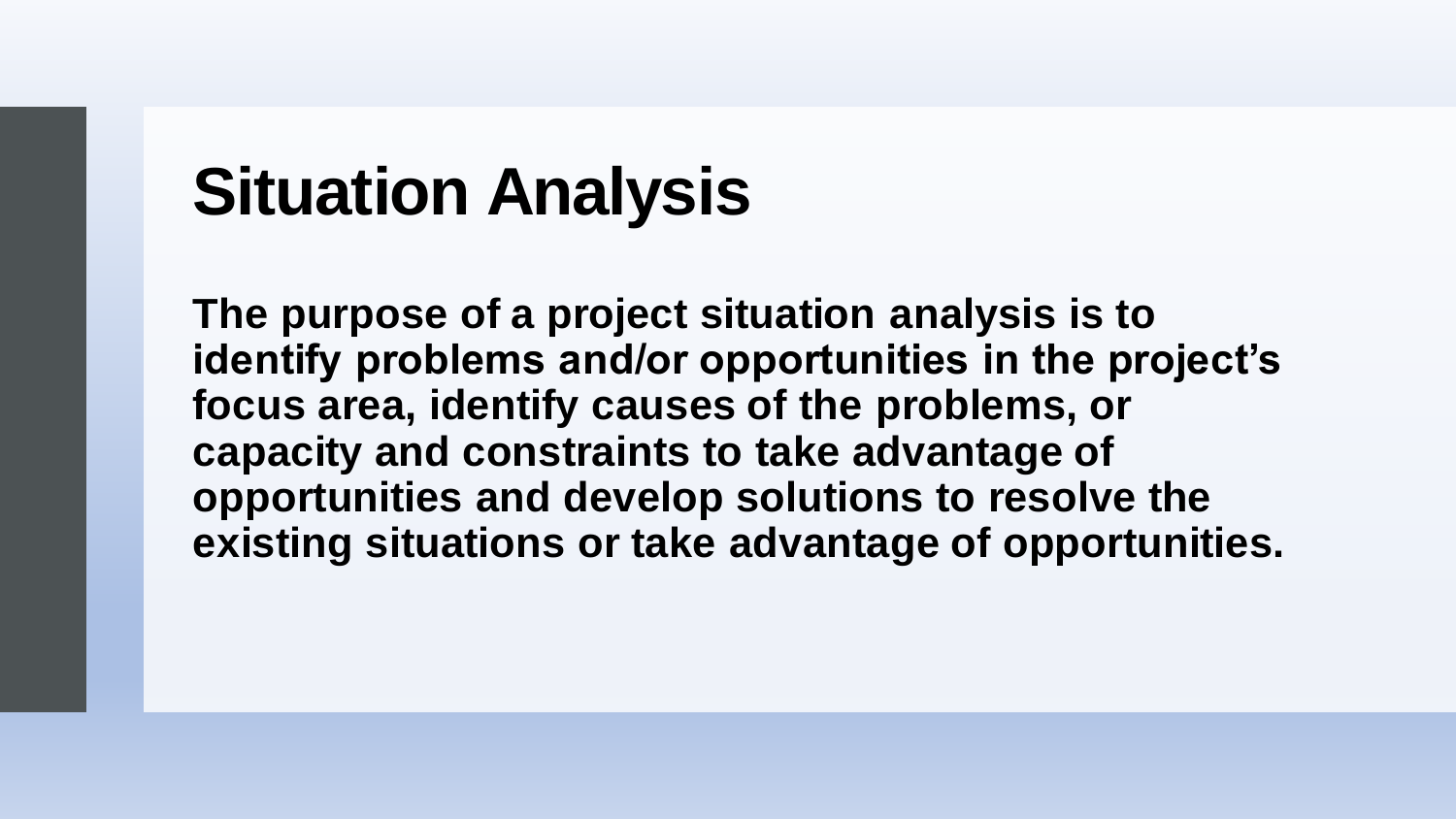# Situation Analysis

**The purpose of a project situation analysis is to identify problems and/or opportunities in the project's focus area, identify causes of the problems, or capacity and constraints to take advantage of opportunities and develop solutions to resolve the existing situations or take advantage of opportunities.**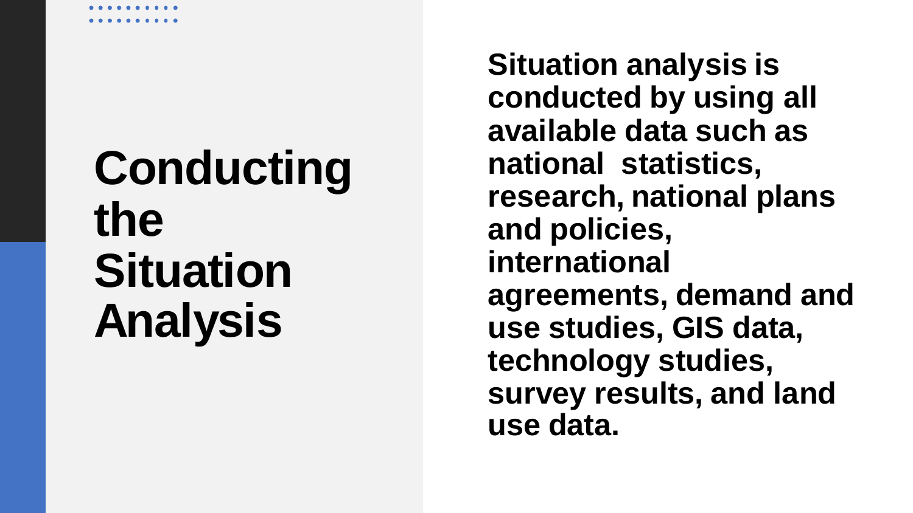# Conducting the Situation Analysis

**Situation analysis is conducted by using all available data such as national statistics, research, national plans and policies, international agreements, demand and use studies, GIS data, technology studies, survey results, and land use data.**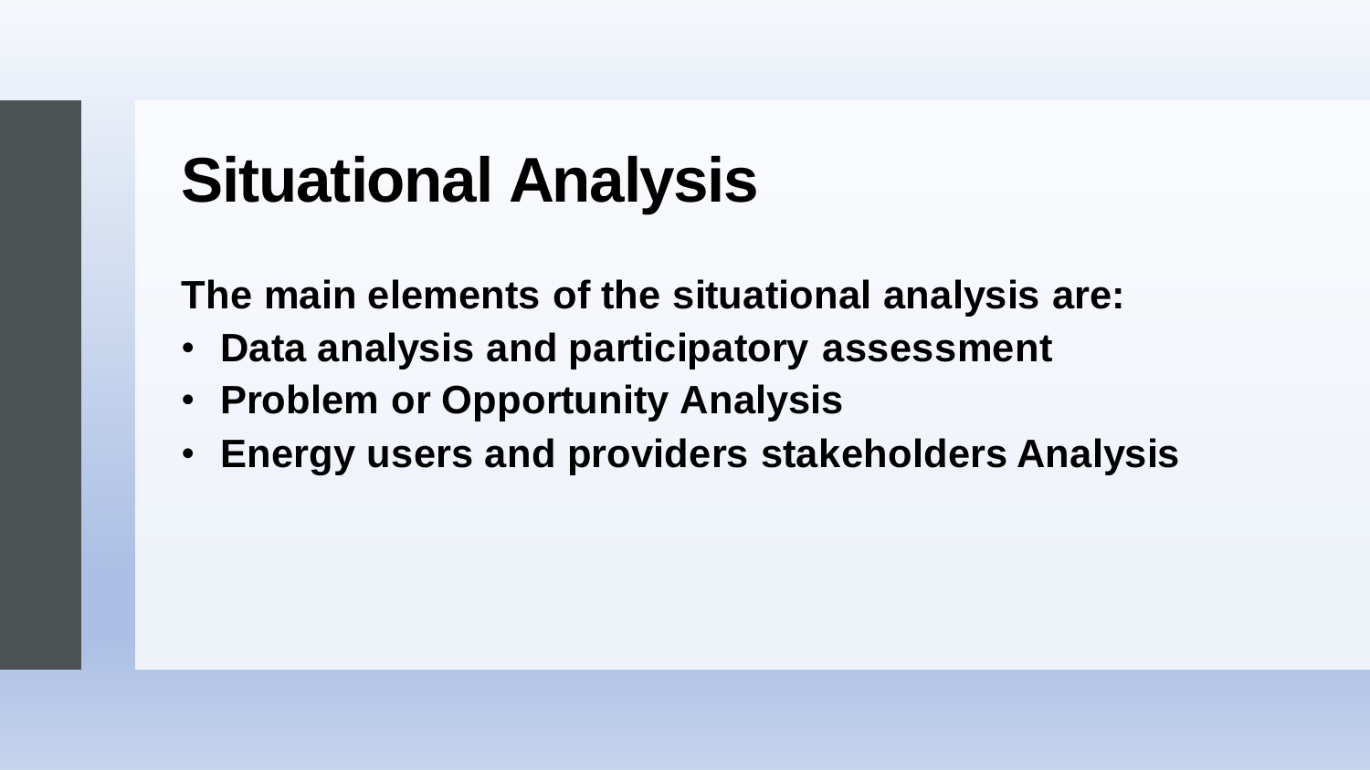# Situational Analysis

**The main elements of the situational analysis are:**

- **Data analysis and participatory assessment**
- **Problem or Opportunity Analysis**
- **Energy users and providers stakeholders Analysis**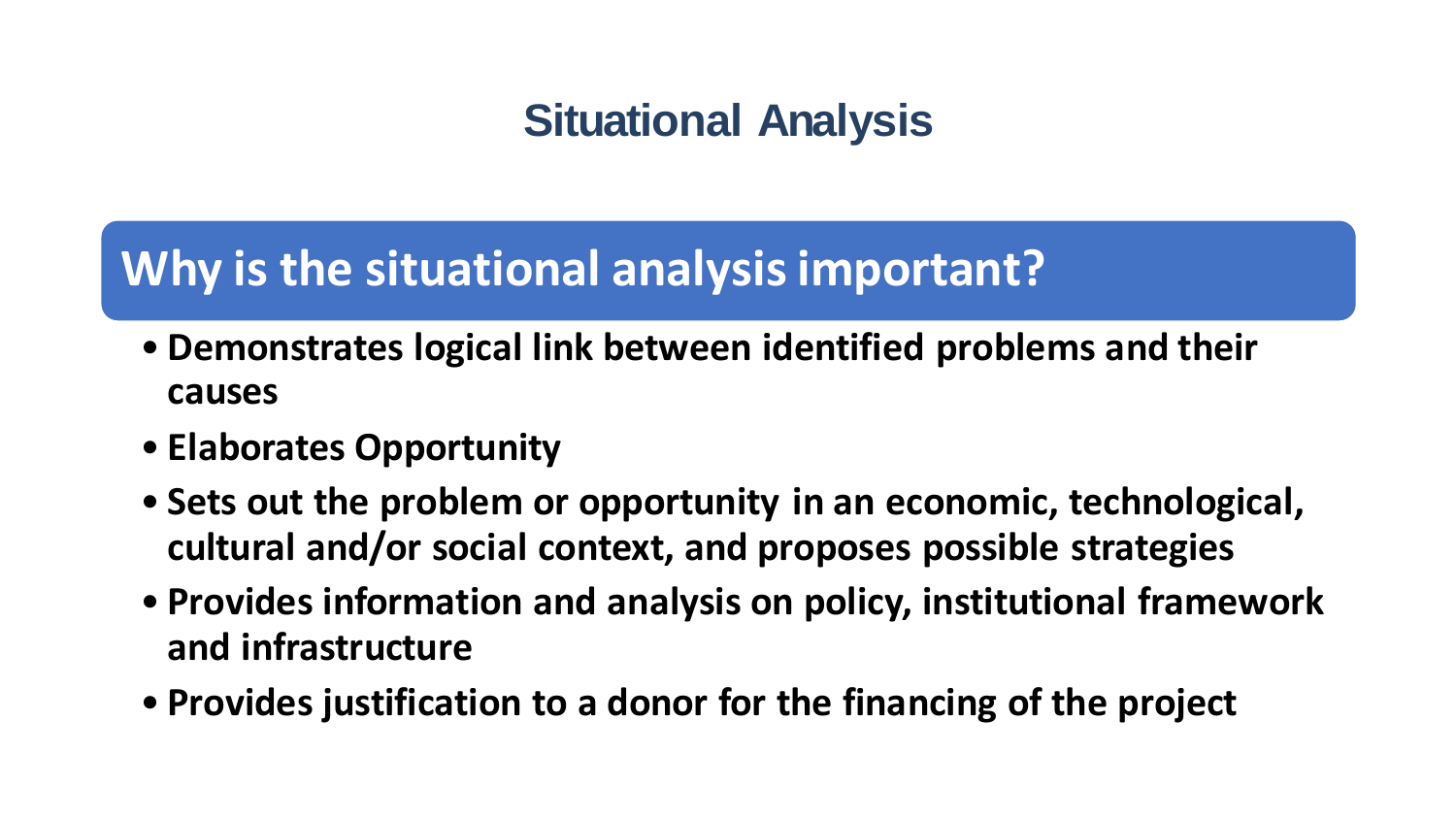# Situational Analysis

## Why is the situational analysis important?

- **Demonstrates logical link between identified problems and their causes**
- **Elaborates Opportunity**
- **Sets out the problem or opportunity in an economic, technological, cultural and/or social context, and proposes possible strategies**
- **Provides information and analysis on policy, institutional framework and infrastructure**
- **Provides justification to a donor for the financing of the project**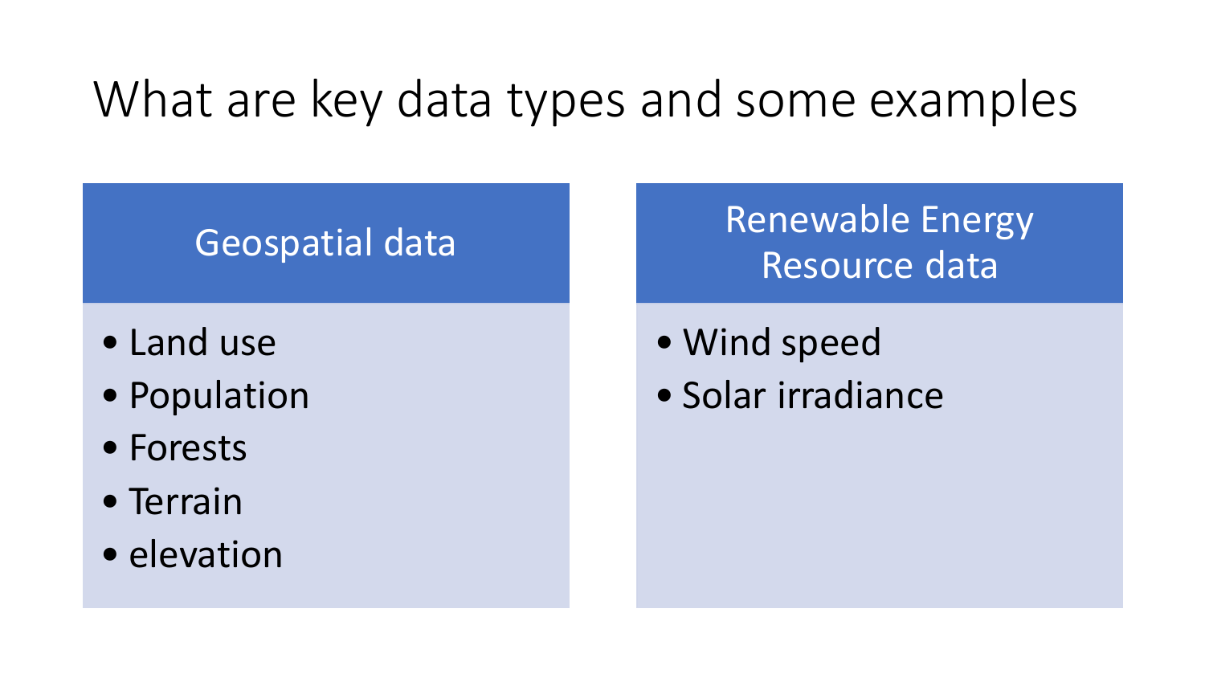# What are key data types and some examples

## Geospatial data

- Land use
- Population
- Forests
- Terrain
- elevation

## Renewable Energy Resource data

- Wind speed
- Solar irradiance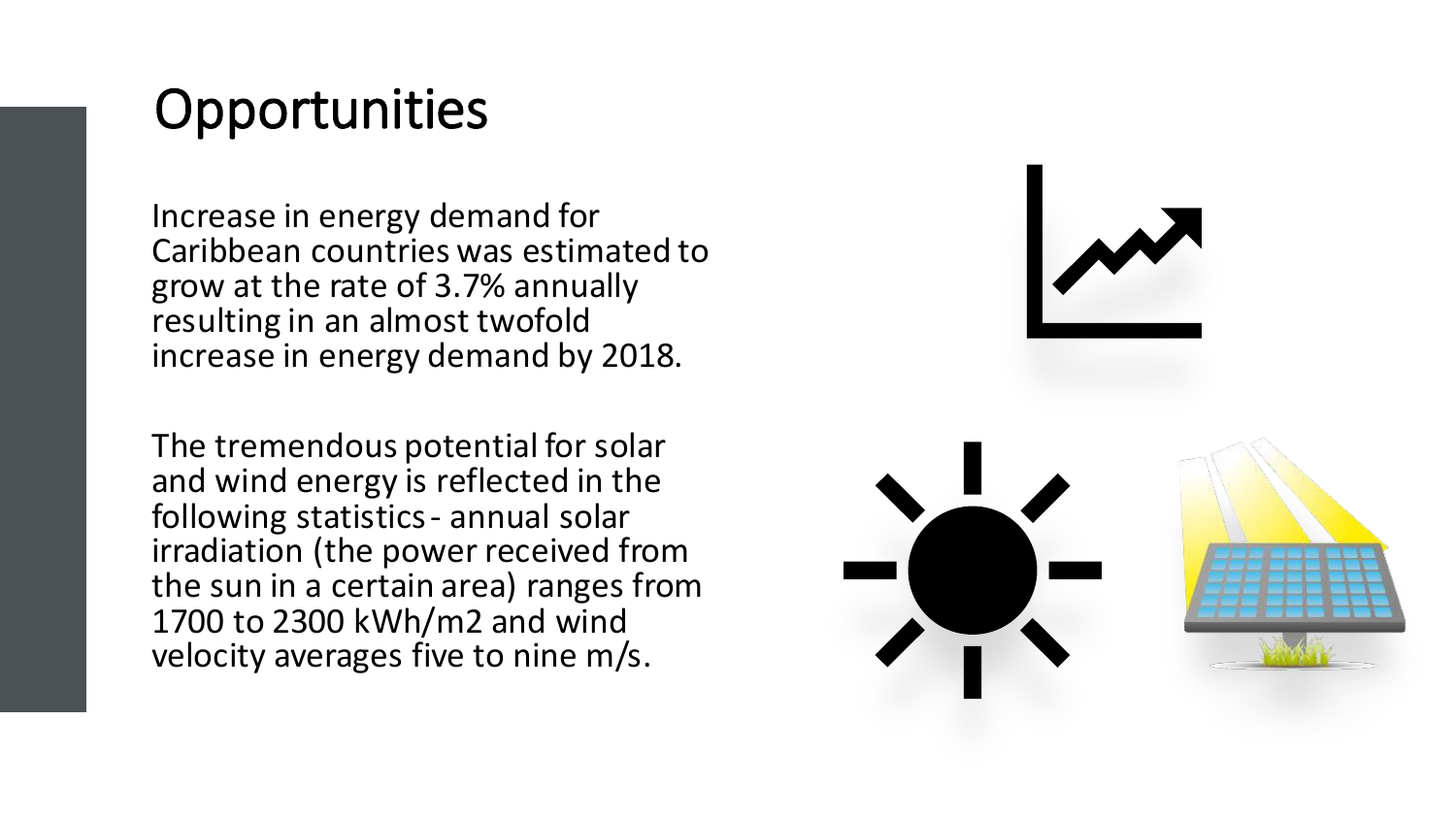# Opportunities

Increase in energy demand for Caribbean countries was estimated to grow at the rate of 3.7% annually resulting in an almost twofold increase in energy demand by 2018.

The tremendous potential for solar and wind energy is reflected in the following statistics - annual solar irradiation (the power received from the sun in a certain area) ranges from 1700 to 2300 kWh/m2 and wind velocity averages five to nine m/s.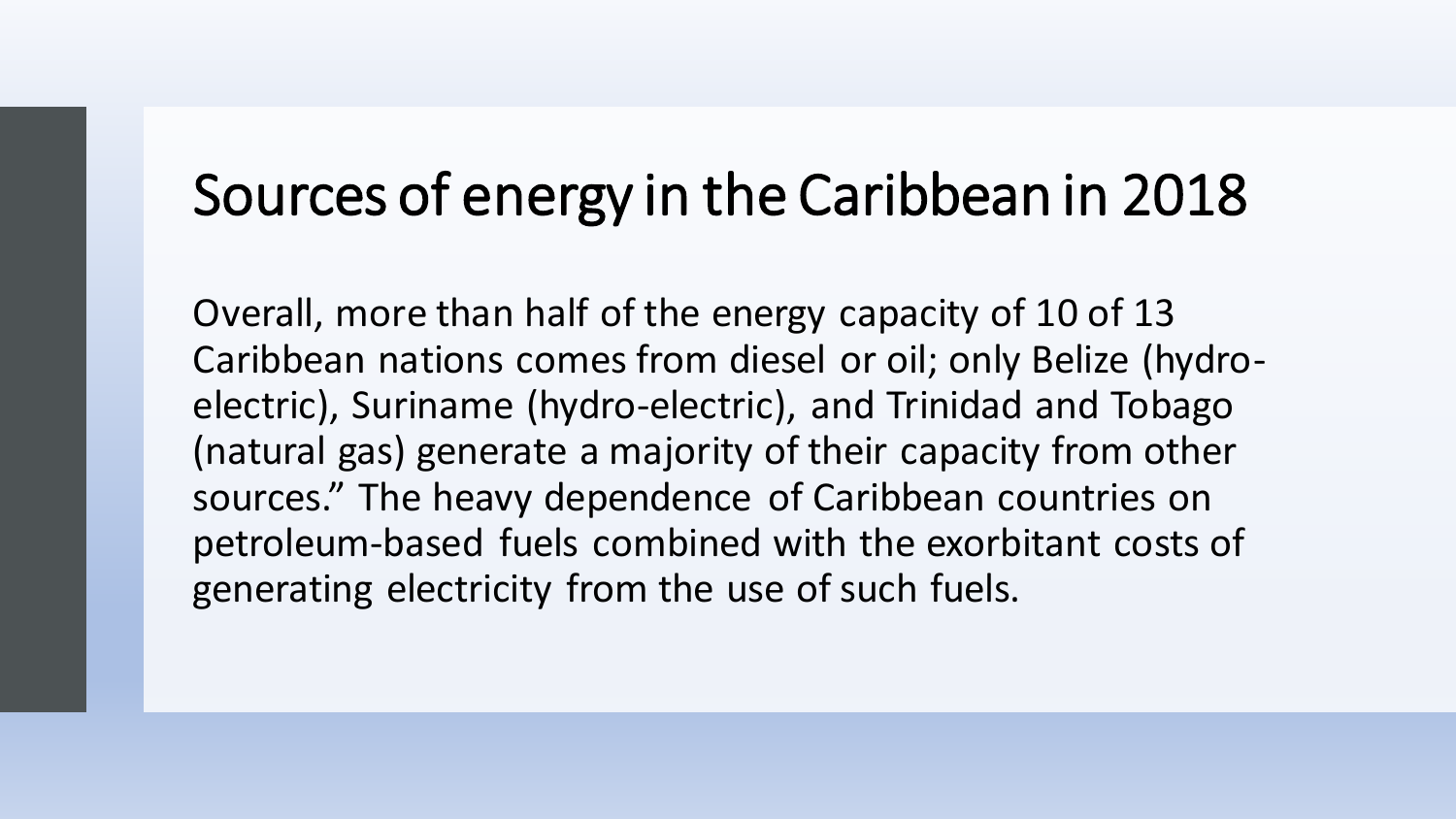# Sources of energy in the Caribbean in 2018

Overall, more than half of the energy capacity of 10 of 13 Caribbean nations comes from diesel or oil; only Belize (hydro-electric), Suriname (hydro-electric), and Trinidad and Tobago (natural gas) generate a majority of their capacity from other sources." The heavy dependence of Caribbean countries on petroleum-based fuels combined with the exorbitant costs of generating electricity from the use of such fuels.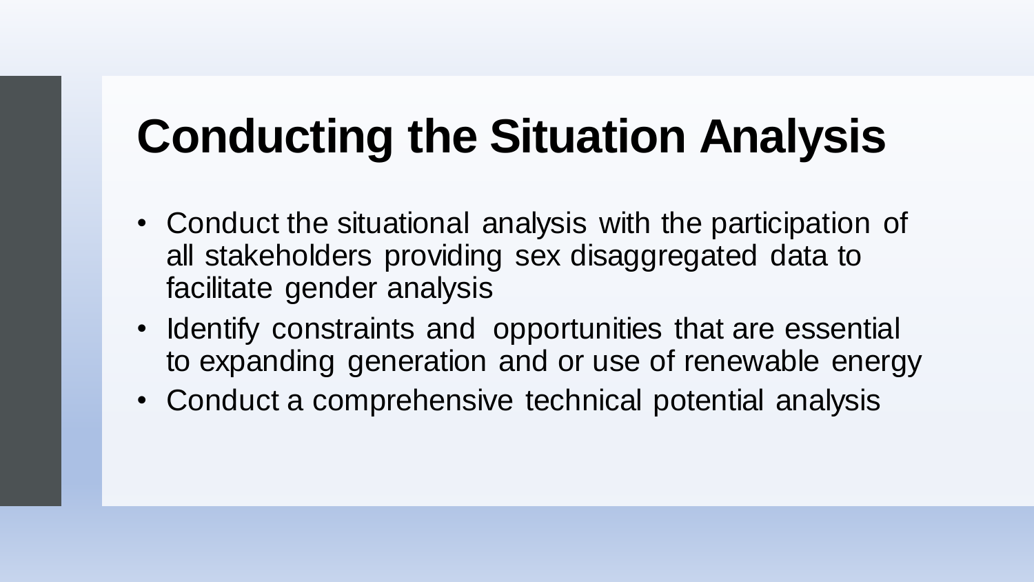# Conducting the Situation Analysis

- Conduct the situational analysis with the participation of all stakeholders providing sex disaggregated data to facilitate gender analysis
- Identify constraints and opportunities that are essential to expanding generation and or use of renewable energy
- Conduct a comprehensive technical potential analysis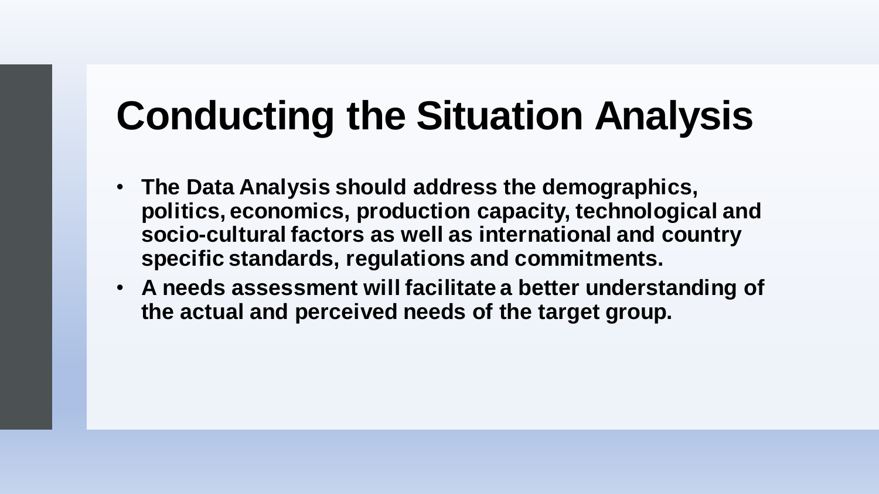# Conducting the Situation Analysis

- **The Data Analysis should address the demographics, politics, economics, production capacity, technological and socio-cultural factors as well as international and country specific standards, regulations and commitments.**
- **A needs assessment will facilitate a better understanding of the actual and perceived needs of the target group.**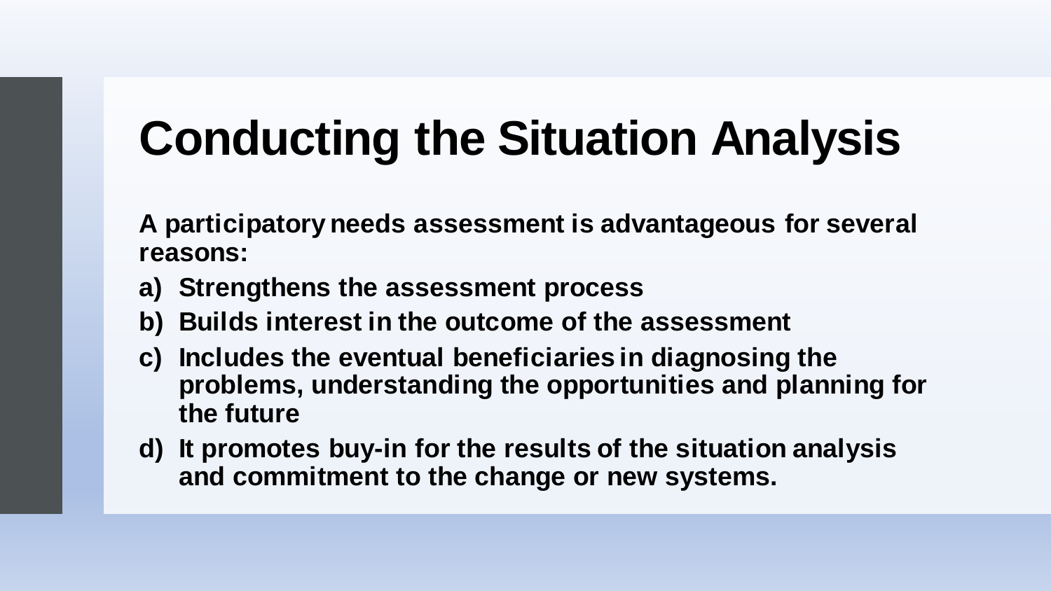# Conducting the Situation Analysis

**A participatory needs assessment is advantageous for several reasons:**

a) **Strengthens the assessment process**
b) **Builds interest in the outcome of the assessment**
c) **Includes the eventual beneficiaries in diagnosing the problems, understanding the opportunities and planning for the future**
d) **It promotes buy-in for the results of the situation analysis and commitment to the change or new systems.**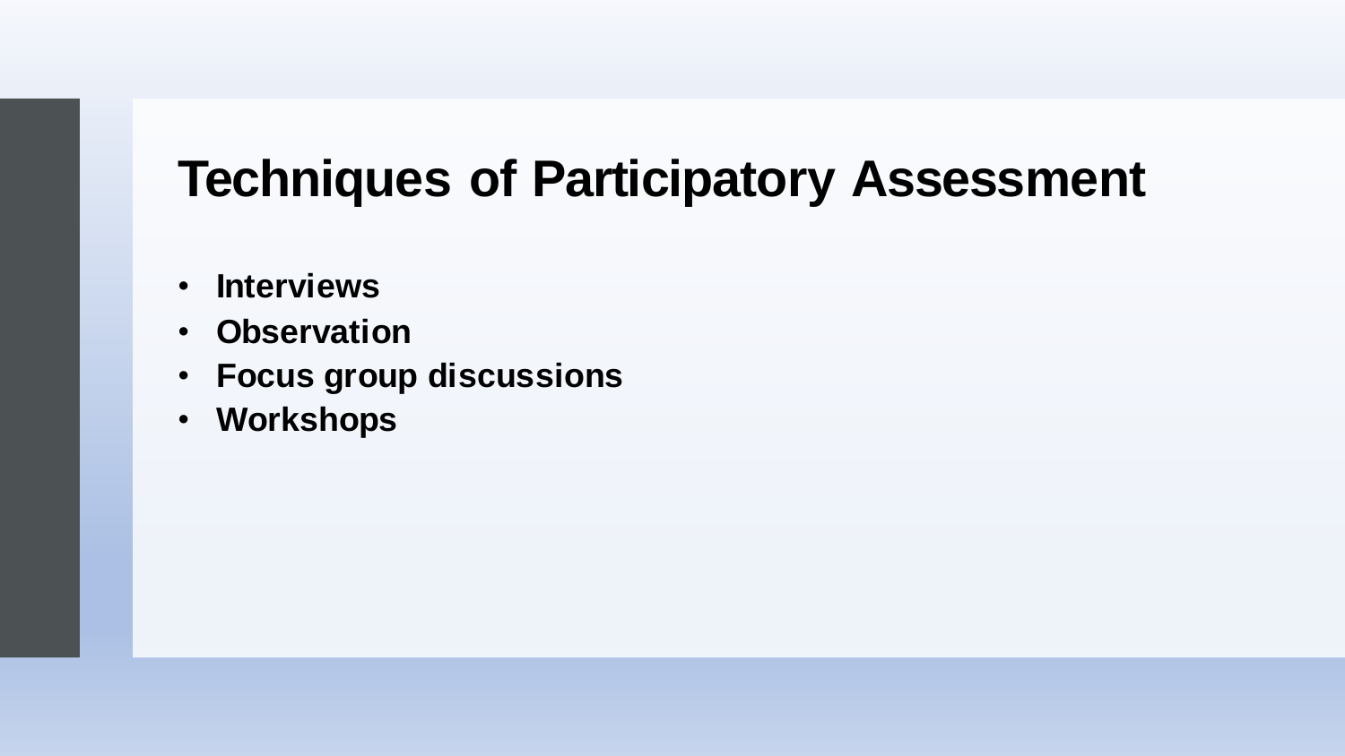# Techniques of Participatory Assessment

- **Interviews**
- **Observation**
- **Focus group discussions**
- **Workshops**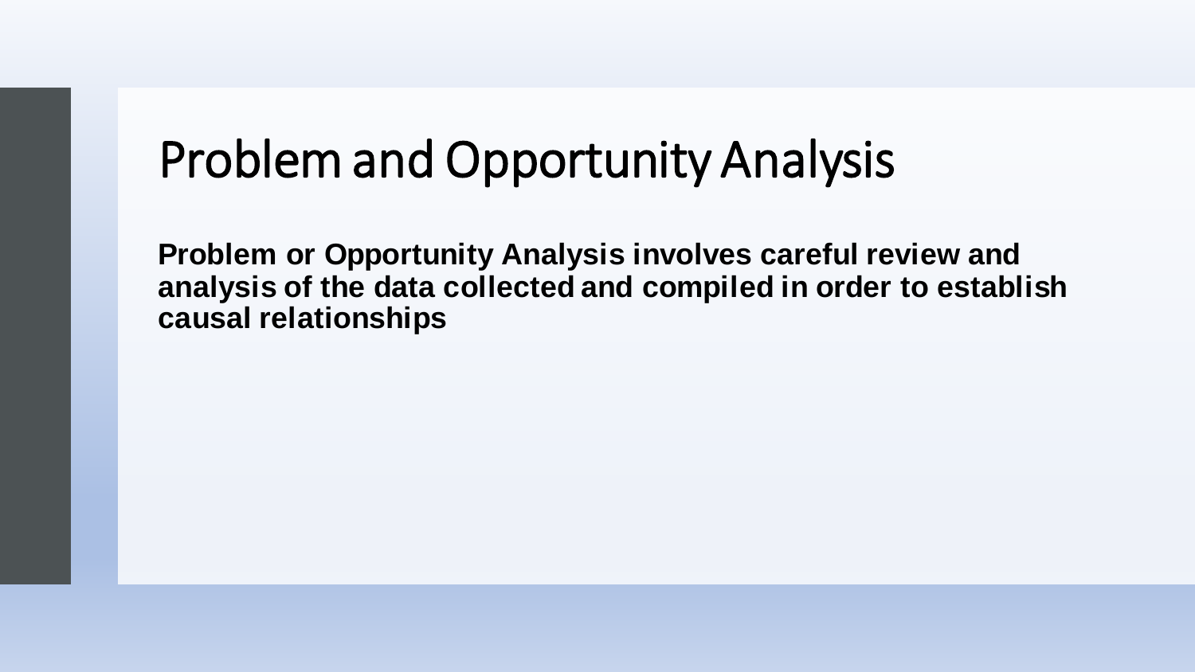# Problem and Opportunity Analysis

**Problem or Opportunity Analysis involves careful review and analysis of the data collected and compiled in order to establish causal relationships**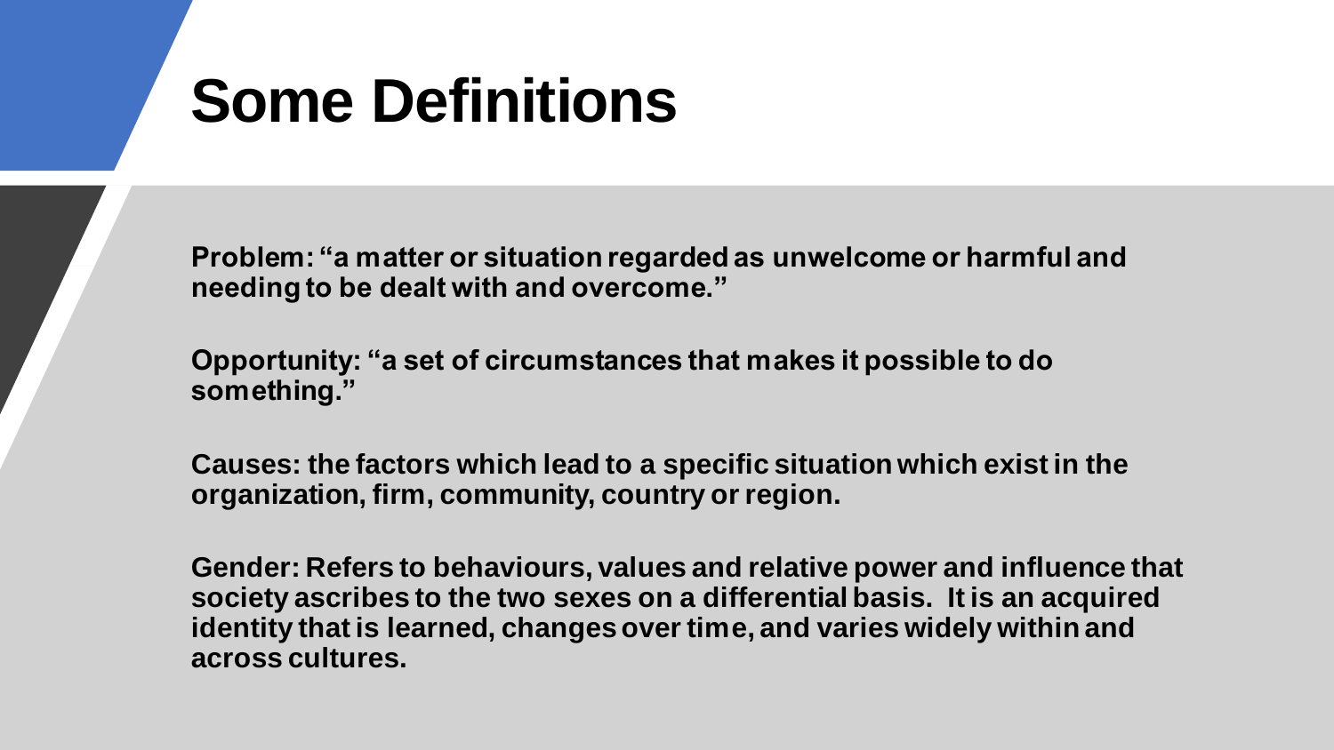# Some Definitions

**Problem: "a matter or situation regarded as unwelcome or harmful and needing to be dealt with and overcome."**

**Opportunity: "a set of circumstances that makes it possible to do something."**

**Causes: the factors which lead to a specific situation which exist in the organization, firm, community, country or region.**

**Gender: Refers to behaviours, values and relative power and influence that society ascribes to the two sexes on a differential basis. It is an acquired identity that is learned, changes over time, and varies widely within and across cultures.**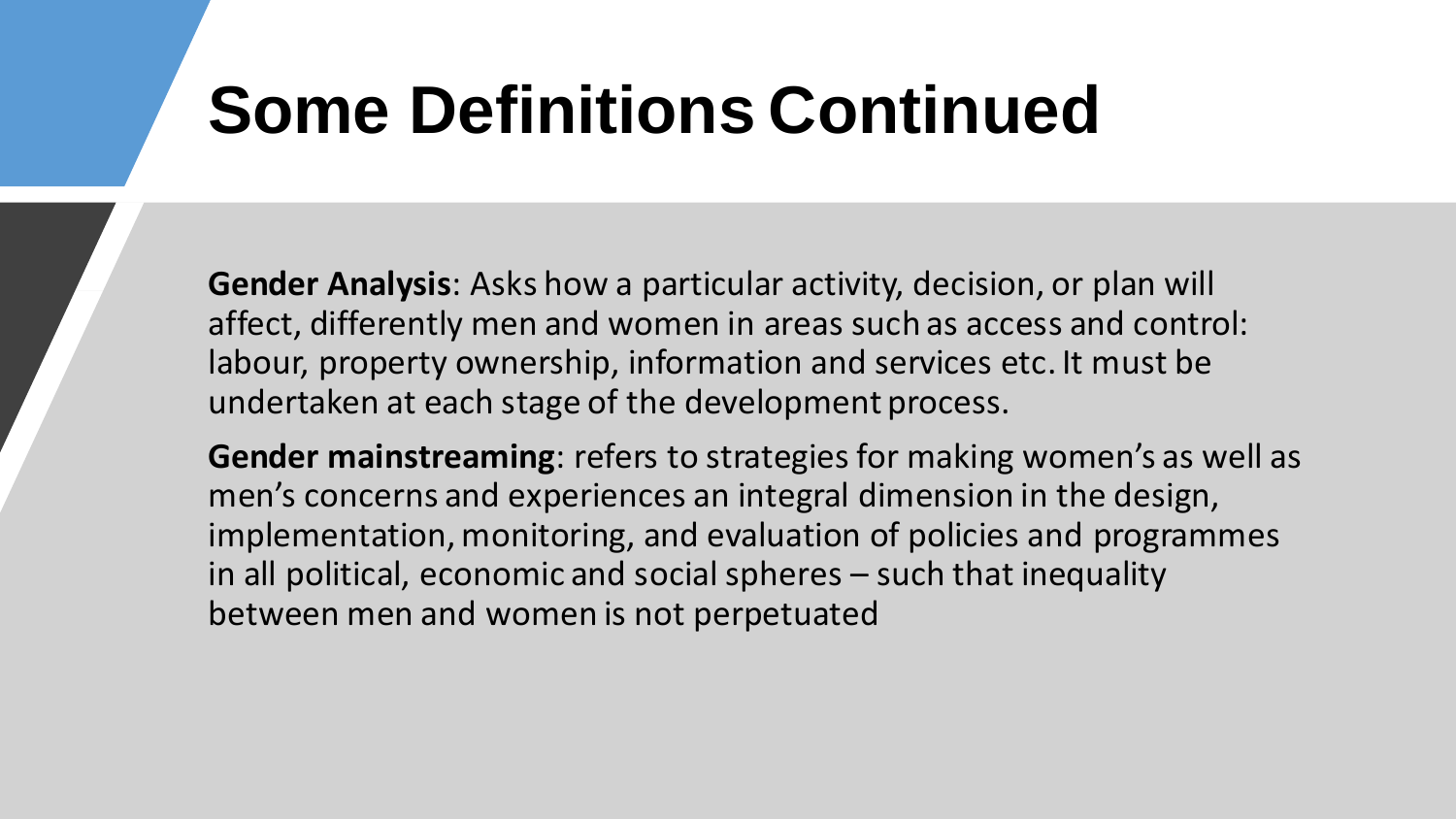# Some Definitions Continued

**Gender Analysis**: Asks how a particular activity, decision, or plan will affect, differently men and women in areas such as access and control: labour, property ownership, information and services etc. It must be undertaken at each stage of the development process.

**Gender mainstreaming**: refers to strategies for making women's as well as men's concerns and experiences an integral dimension in the design, implementation, monitoring, and evaluation of policies and programmes in all political, economic and social spheres – such that inequality between men and women is not perpetuated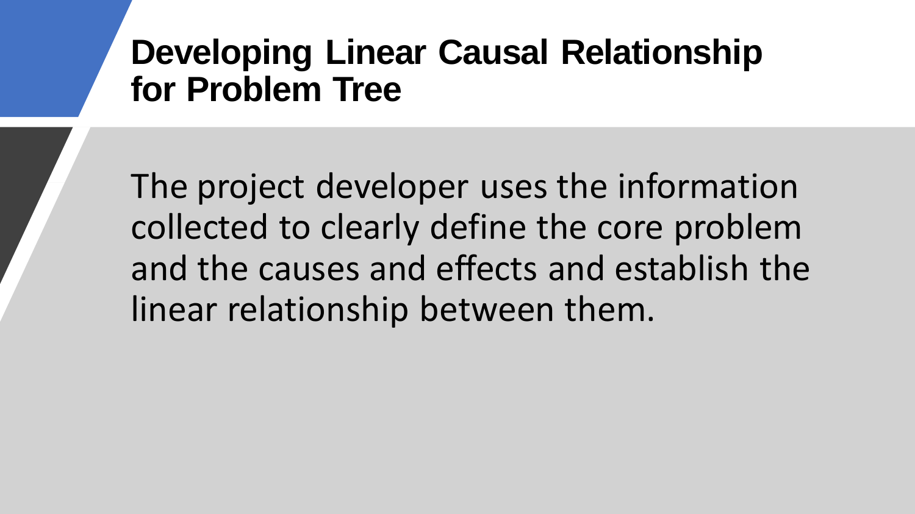# Developing Linear Causal Relationship for Problem Tree

The project developer uses the information collected to clearly define the core problem and the causes and effects and establish the linear relationship between them.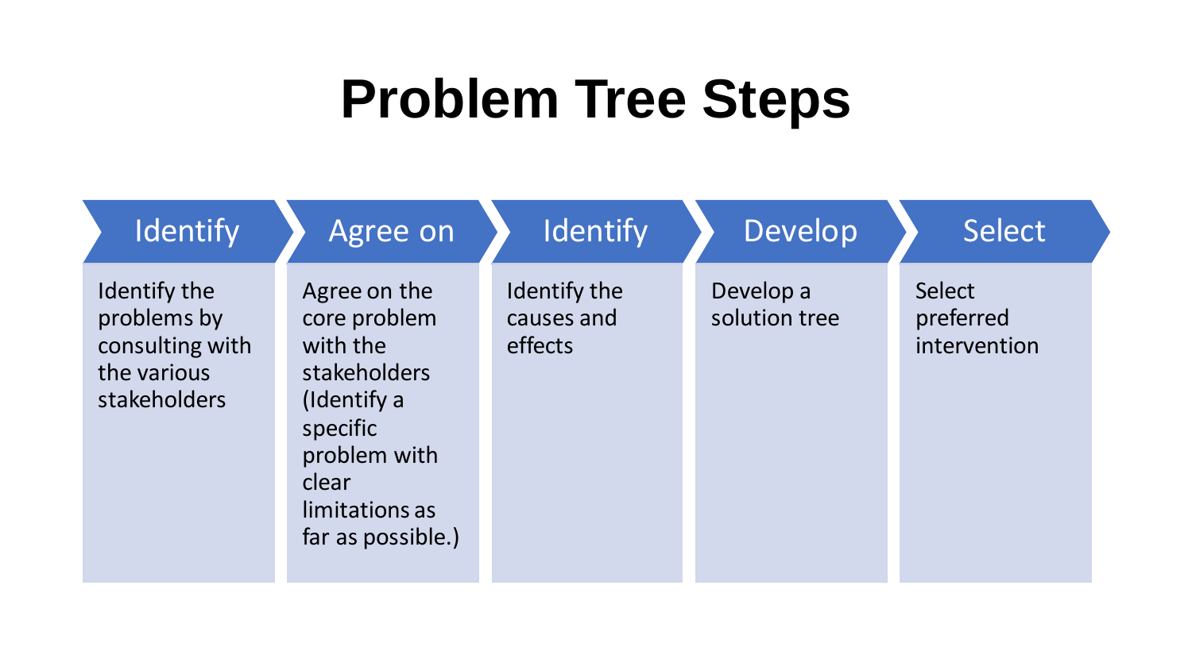# Problem Tree Steps

| Identify | Agree on | Identify | Develop | Select |
| --- | --- | --- | --- | --- |
| Identify the problems by consulting with the various stakeholders | Agree on the core problem with the stakeholders (Identify a specific problem with clear limitations as far as possible.) | Identify the causes and effects | Develop a solution tree | Select preferred intervention |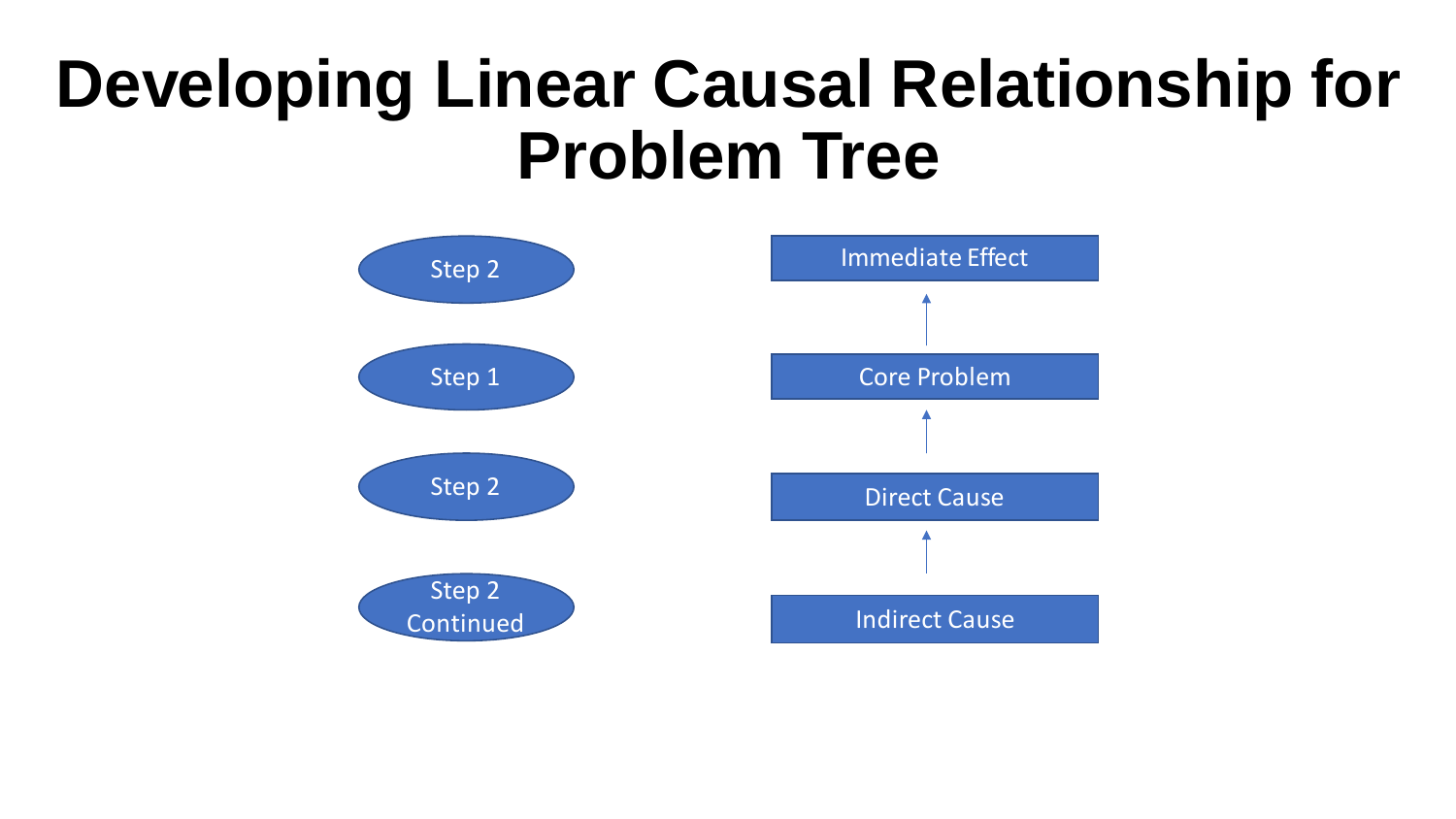# Developing Linear Causal Relationship for Problem Tree

| Step | Element |
| --- | --- |
| Step 2 | Immediate Effect |
| Step 1 | Core Problem |
| Step 2 | Direct Cause |
| Step 2 Continued | Indirect Cause |

Indirect Cause → Direct Cause → Core Problem → Immediate Effect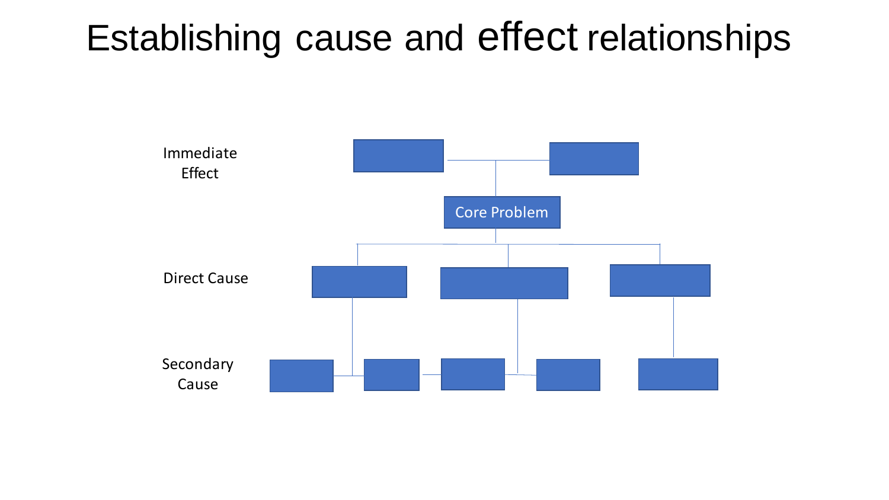# Establishing cause and effect relationships

Immediate Effect

Core Problem

Direct Cause

Secondary Cause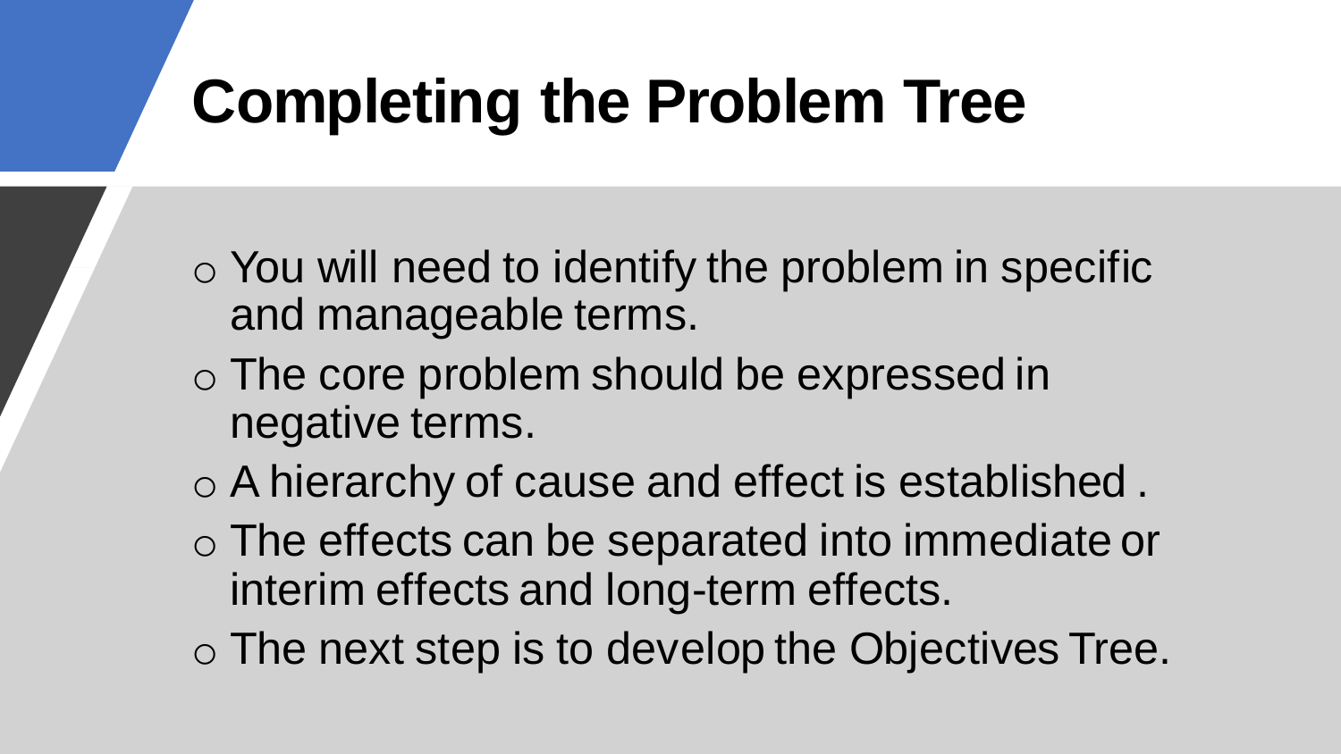# Completing the Problem Tree

- You will need to identify the problem in specific and manageable terms.
- The core problem should be expressed in negative terms.
- A hierarchy of cause and effect is established .
- The effects can be separated into immediate or interim effects and long-term effects.
- The next step is to develop the Objectives Tree.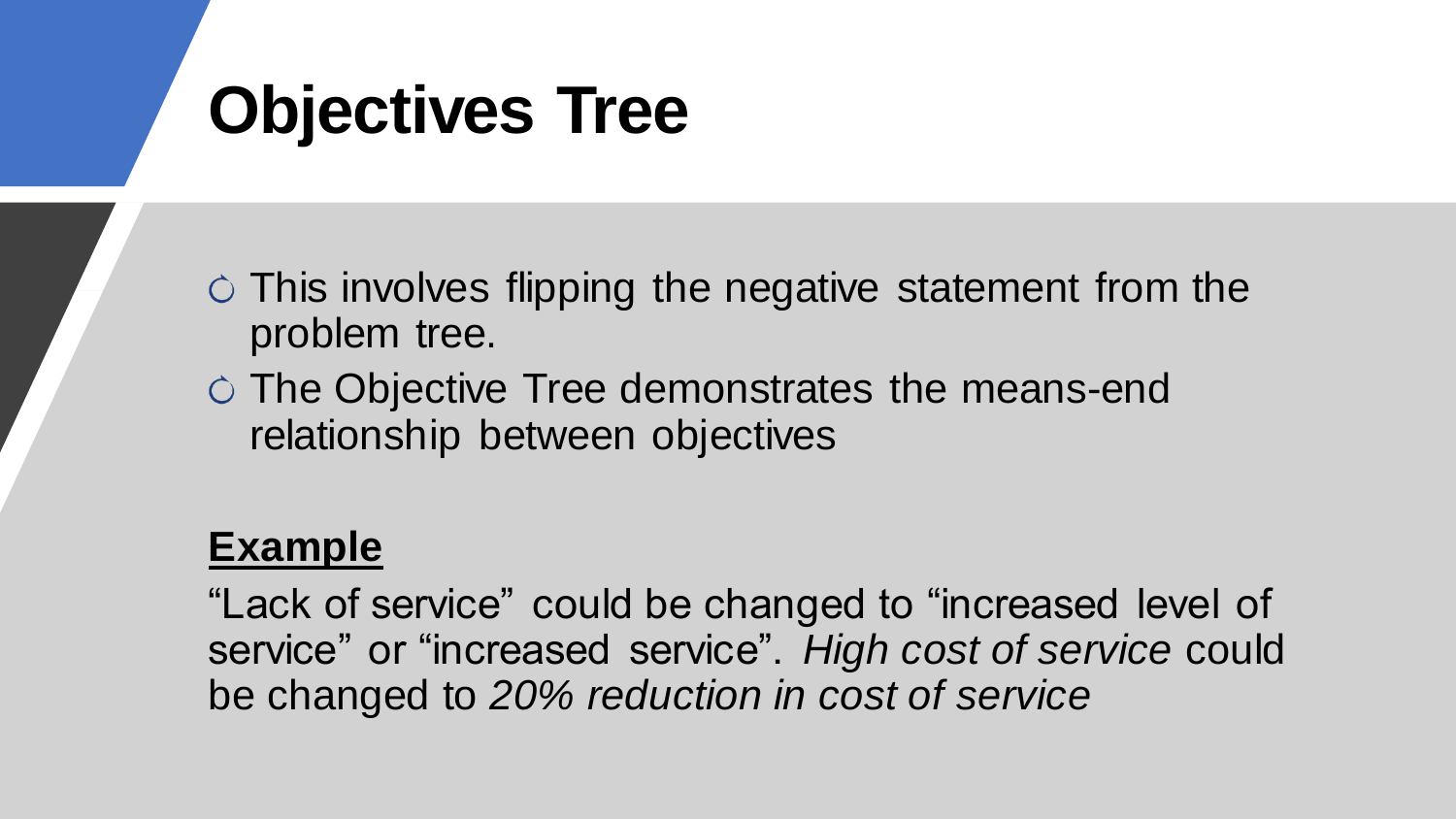# Objectives Tree

- This involves flipping the negative statement from the problem tree.
- The Objective Tree demonstrates the means-end relationship between objectives

**Example**

"Lack of service" could be changed to "increased level of service" or "increased service". *High cost of service* could be changed to *20% reduction in cost of service*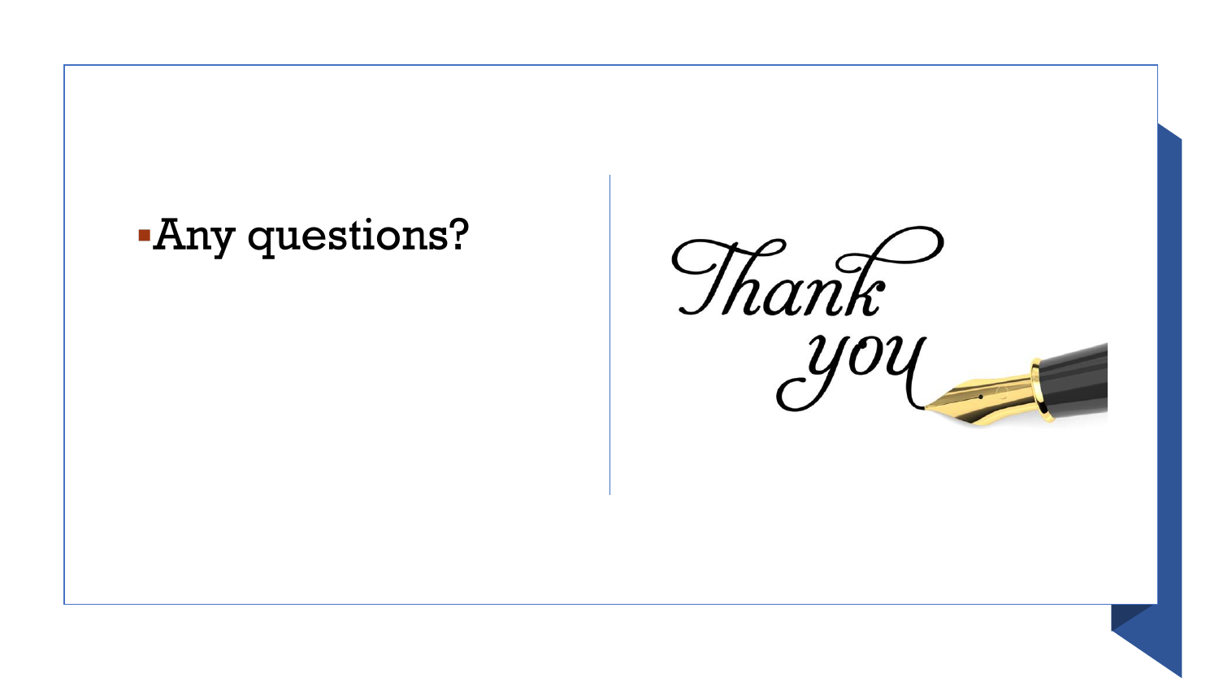- Any questions?

Thank you